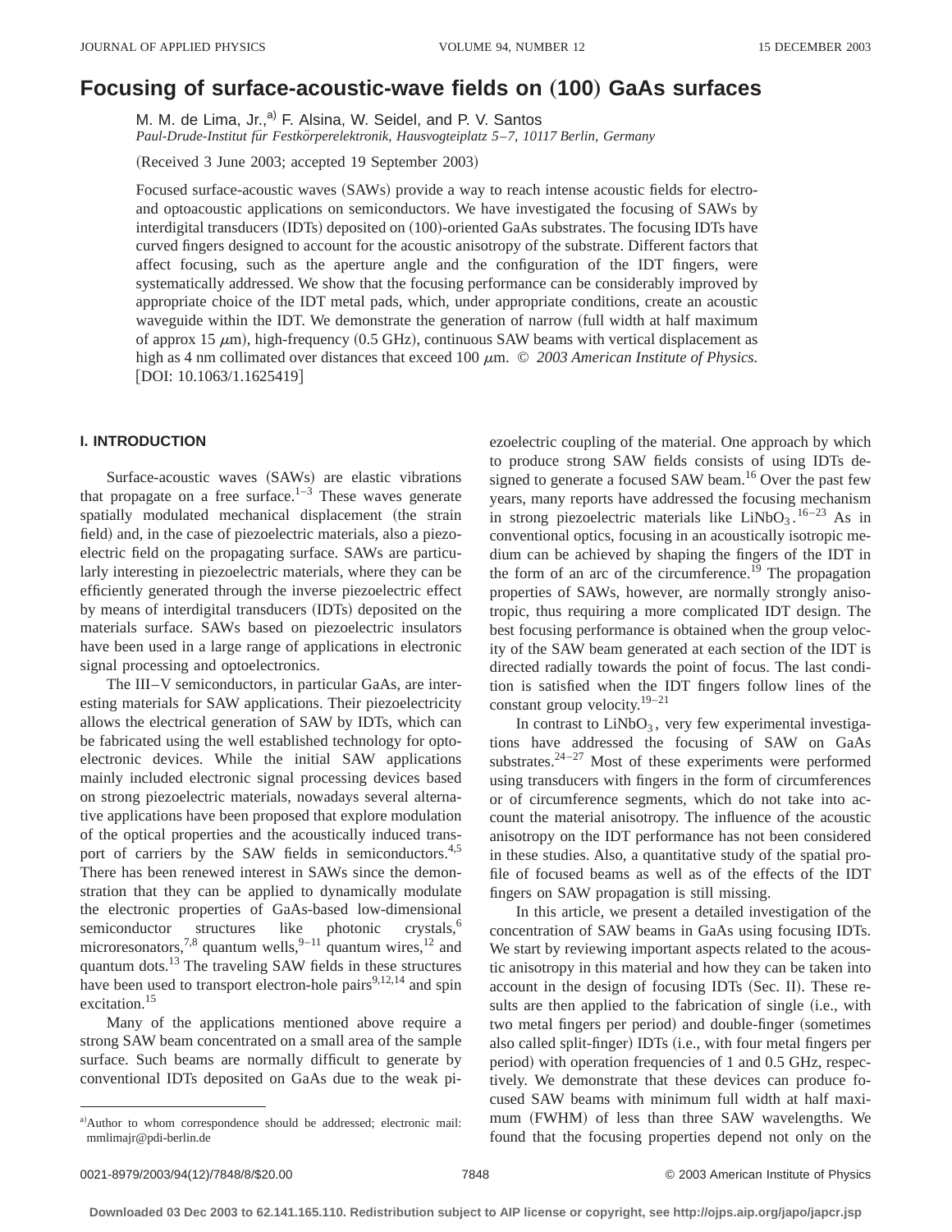# Focusing of surface-acoustic-wave fields on (100) GaAs surfaces

M. M. de Lima, Jr.,[a] F. Alsina, W. Seidel, and P. V. Santos

*Paul-Drude-Institut für Festkörperelektronik, Hausvogteiplatz 5–7, 10117 Berlin, Germany*

(Received 3 June 2003; accepted 19 September 2003)

Focused surface-acoustic waves (SAWs) provide a way to reach intense acoustic fields for electro- and optoacoustic applications on semiconductors. We have investigated the focusing of SAWs by interdigital transducers (IDTs) deposited on (100)-oriented GaAs substrates. The focusing IDTs have curved fingers designed to account for the acoustic anisotropy of the substrate. Different factors that affect focusing, such as the aperture angle and the configuration of the IDT fingers, were systematically addressed. We show that the focusing performance can be considerably improved by appropriate choice of the IDT metal pads, which, under appropriate conditions, create an acoustic waveguide within the IDT. We demonstrate the generation of narrow (full width at half maximum of approx 15 $\mu$m), high-frequency (0.5 GHz), continuous SAW beams with vertical displacement as high as 4 nm collimated over distances that exceed 100 $\mu$m. © *2003 American Institute of Physics.* [DOI: 10.1063/1.1625419]

## I. INTRODUCTION

Surface-acoustic waves (SAWs) are elastic vibrations that propagate on a free surface.[1–3] These waves generate spatially modulated mechanical displacement (the strain field) and, in the case of piezoelectric materials, also a piezoelectric field on the propagating surface. SAWs are particularly interesting in piezoelectric materials, where they can be efficiently generated through the inverse piezoelectric effect by means of interdigital transducers (IDTs) deposited on the materials surface. SAWs based on piezoelectric insulators have been used in a large range of applications in electronic signal processing and optoelectronics.

The III–V semiconductors, in particular GaAs, are interesting materials for SAW applications. Their piezoelectricity allows the electrical generation of SAW by IDTs, which can be fabricated using the well established technology for optoelectronic devices. While the initial SAW applications mainly included electronic signal processing devices based on strong piezoelectric materials, nowadays several alternative applications have been proposed that explore modulation of the optical properties and the acoustically induced transport of carriers by the SAW fields in semiconductors.[4,5] There has been renewed interest in SAWs since the demonstration that they can be applied to dynamically modulate the electronic properties of GaAs-based low-dimensional semiconductor structures like photonic crystals,[6] microresonators,[7,8] quantum wells,[9–11] quantum wires,[12] and quantum dots.[13] The traveling SAW fields in these structures have been used to transport electron-hole pairs[9,12,14] and spin excitation.[15]

Many of the applications mentioned above require a strong SAW beam concentrated on a small area of the sample surface. Such beams are normally difficult to generate by conventional IDTs deposited on GaAs due to the weak piezoelectric coupling of the material. One approach by which to produce strong SAW fields consists of using IDTs designed to generate a focused SAW beam.[16] Over the past few years, many reports have addressed the focusing mechanism in strong piezoelectric materials like $LiNbO_3$.[16–23] As in conventional optics, focusing in an acoustically isotropic medium can be achieved by shaping the fingers of the IDT in the form of an arc of the circumference.[19] The propagation properties of SAWs, however, are normally strongly anisotropic, thus requiring a more complicated IDT design. The best focusing performance is obtained when the group velocity of the SAW beam generated at each section of the IDT is directed radially towards the point of focus. The last condition is satisfied when the IDT fingers follow lines of the constant group velocity.[19–21]

In contrast to $LiNbO_3$, very few experimental investigations have addressed the focusing of SAW on GaAs substrates.[24–27] Most of these experiments were performed using transducers with fingers in the form of circumferences or of circumference segments, which do not take into account the material anisotropy. The influence of the acoustic anisotropy on the IDT performance has not been considered in these studies. Also, a quantitative study of the spatial profile of focused beams as well as of the effects of the IDT fingers on SAW propagation is still missing.

In this article, we present a detailed investigation of the concentration of SAW beams in GaAs using focusing IDTs. We start by reviewing important aspects related to the acoustic anisotropy in this material and how they can be taken into account in the design of focusing IDTs (Sec. II). These results are then applied to the fabrication of single (i.e., with two metal fingers per period) and double-finger (sometimes also called split-finger) IDTs (i.e., with four metal fingers per period) with operation frequencies of 1 and 0.5 GHz, respectively. We demonstrate that these devices can produce focused SAW beams with minimum full width at half maximum (FWHM) of less than three SAW wavelengths. We found that the focusing properties depend not only on the

[a] Author to whom correspondence should be addressed; electronic mail: mmlimajr@pdi-berlin.de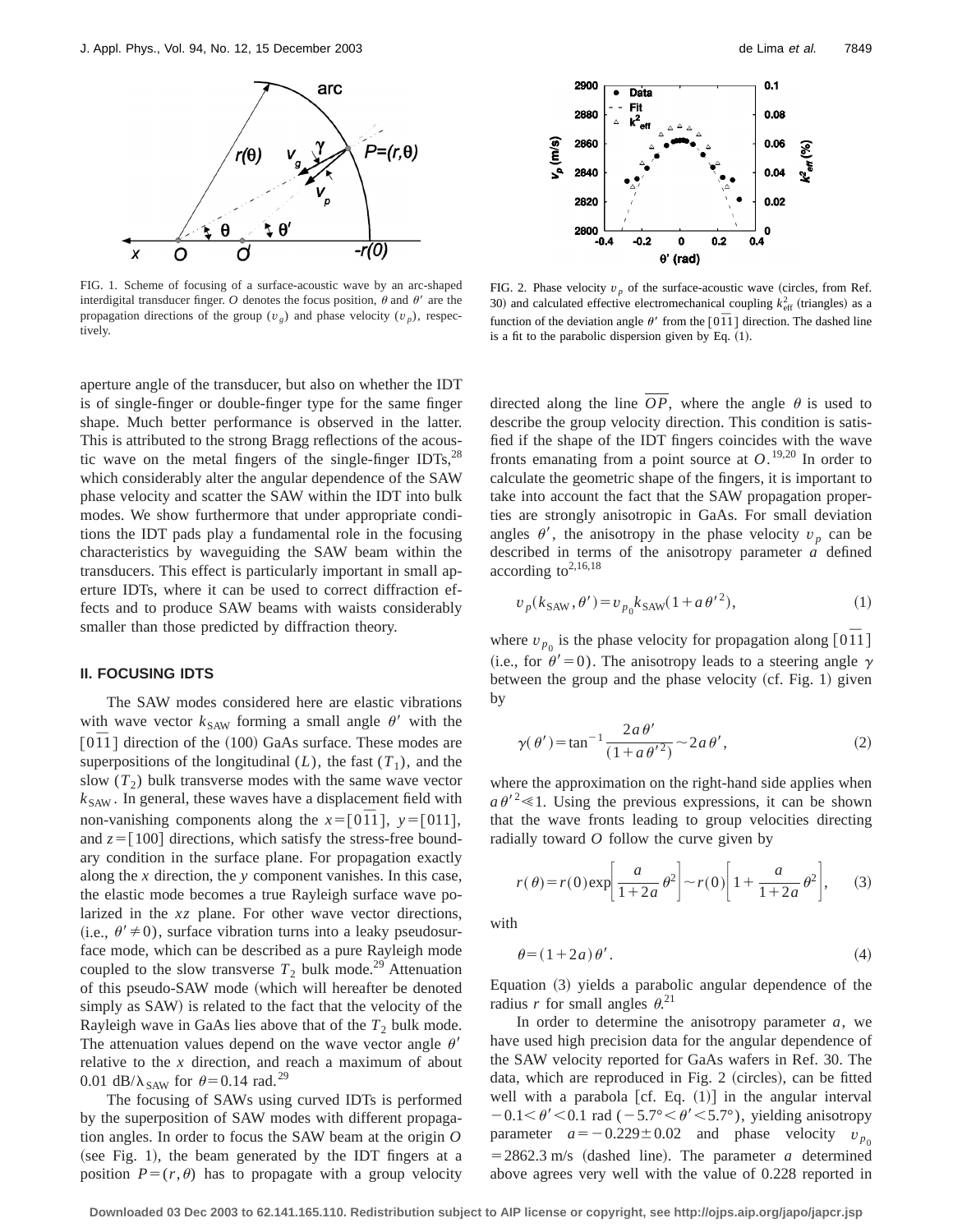FIG. 1. Scheme of focusing of a surface-acoustic wave by an arc-shaped interdigital transducer finger. $O$ denotes the focus position, $\theta$ and $\theta'$ are the propagation directions of the group ($v_g$) and phase velocity ($v_p$), respectively.

FIG. 2. Phase velocity $v_p$ of the surface-acoustic wave (circles, from Ref. 30) and calculated effective electromechanical coupling $k^2_{\mathrm{eff}}$ (triangles) as a function of the deviation angle $\theta'$ from the $[0\bar{1}1]$ direction. The dashed line is a fit to the parabolic dispersion given by Eq. (1).

aperture angle of the transducer, but also on whether the IDT is of single-finger or double-finger type for the same finger shape. Much better performance is observed in the latter. This is attributed to the strong Bragg reflections of the acoustic wave on the metal fingers of the single-finger IDTs,[28] which considerably alter the angular dependence of the SAW phase velocity and scatter the SAW within the IDT into bulk modes. We show furthermore that under appropriate conditions the IDT pads play a fundamental role in the focusing characteristics by waveguiding the SAW beam within the transducers. This effect is particularly important in small aperture IDTs, where it can be used to correct diffraction effects and to produce SAW beams with waists considerably smaller than those predicted by diffraction theory.

## II. FOCUSING IDTS

The SAW modes considered here are elastic vibrations with wave vector $k_{\mathrm{SAW}}$ forming a small angle $\theta'$ with the $[0\bar{1}1]$ direction of the (100) GaAs surface. These modes are superpositions of the longitudinal ($L$), the fast ($T_1$), and the slow ($T_2$) bulk transverse modes with the same wave vector $k_{\mathrm{SAW}}$. In general, these waves have a displacement field with non-vanishing components along the $x=[0\bar{1}1]$, $y=[011]$, and $z=[100]$ directions, which satisfy the stress-free boundary condition in the surface plane. For propagation exactly along the $x$ direction, the $y$ component vanishes. In this case, the elastic mode becomes a true Rayleigh surface wave polarized in the $xz$ plane. For other wave vector directions, (i.e., $\theta' \neq 0$), surface vibration turns into a leaky pseudosurface mode, which can be described as a pure Rayleigh mode coupled to the slow transverse $T_2$ bulk mode.[29] Attenuation of this pseudo-SAW mode (which will hereafter be denoted simply as SAW) is related to the fact that the velocity of the Rayleigh wave in GaAs lies above that of the $T_2$ bulk mode. The attenuation values depend on the wave vector angle $\theta'$ relative to the $x$ direction, and reach a maximum of about $0.01\ \mathrm{dB}/\lambda_{\mathrm{SAW}}$ for $\theta=0.14$ rad.[29]

The focusing of SAWs using curved IDTs is performed by the superposition of SAW modes with different propagation angles. In order to focus the SAW beam at the origin $O$ (see Fig. 1), the beam generated by the IDT fingers at a position $P=(r,\theta)$ has to propagate with a group velocity directed along the line $\overline{OP}$, where the angle $\theta$ is used to describe the group velocity direction. This condition is satisfied if the shape of the IDT fingers coincides with the wave fronts emanating from a point source at $O$.[19,20] In order to calculate the geometric shape of the fingers, it is important to take into account the fact that the SAW propagation properties are strongly anisotropic in GaAs. For small deviation angles $\theta'$, the anisotropy in the phase velocity $v_p$ can be described in terms of the anisotropy parameter $a$ defined according to[2,16,18]

$$v_p(k_{\mathrm{SAW}},\theta') = v_{p_0} k_{\mathrm{SAW}}(1+a\theta'^2), \tag{1}$$

where $v_{p_0}$ is the phase velocity for propagation along $[0\bar{1}1]$ (i.e., for $\theta'=0$). The anisotropy leads to a steering angle $\gamma$ between the group and the phase velocity (cf. Fig. 1) given by

$$\gamma(\theta') = \tan^{-1}\frac{2a\theta'}{(1+a\theta'^2)} \sim 2a\theta', \tag{2}$$

where the approximation on the right-hand side applies when $a\theta'^2 \ll 1$. Using the previous expressions, it can be shown that the wave fronts leading to group velocities directing radially toward $O$ follow the curve given by

$$r(\theta) = r(0)\exp\left[\frac{a}{1+2a}\theta^2\right] \sim r(0)\left[1+\frac{a}{1+2a}\theta^2\right], \tag{3}$$

with

$$\theta = (1+2a)\theta'. \tag{4}$$

Equation (3) yields a parabolic angular dependence of the radius $r$ for small angles $\theta$.[21]

In order to determine the anisotropy parameter $a$, we have used high precision data for the angular dependence of the SAW velocity reported for GaAs wafers in Ref. 30. The data, which are reproduced in Fig. 2 (circles), can be fitted well with a parabola [cf. Eq. (1)] in the angular interval $-0.1<\theta'<0.1$ rad ($-5.7° < \theta' < 5.7°$), yielding anisotropy parameter $a=-0.229\pm0.02$ and phase velocity $v_{p_0} = 2862.3$ m/s (dashed line). The parameter $a$ determined above agrees very well with the value of 0.228 reported in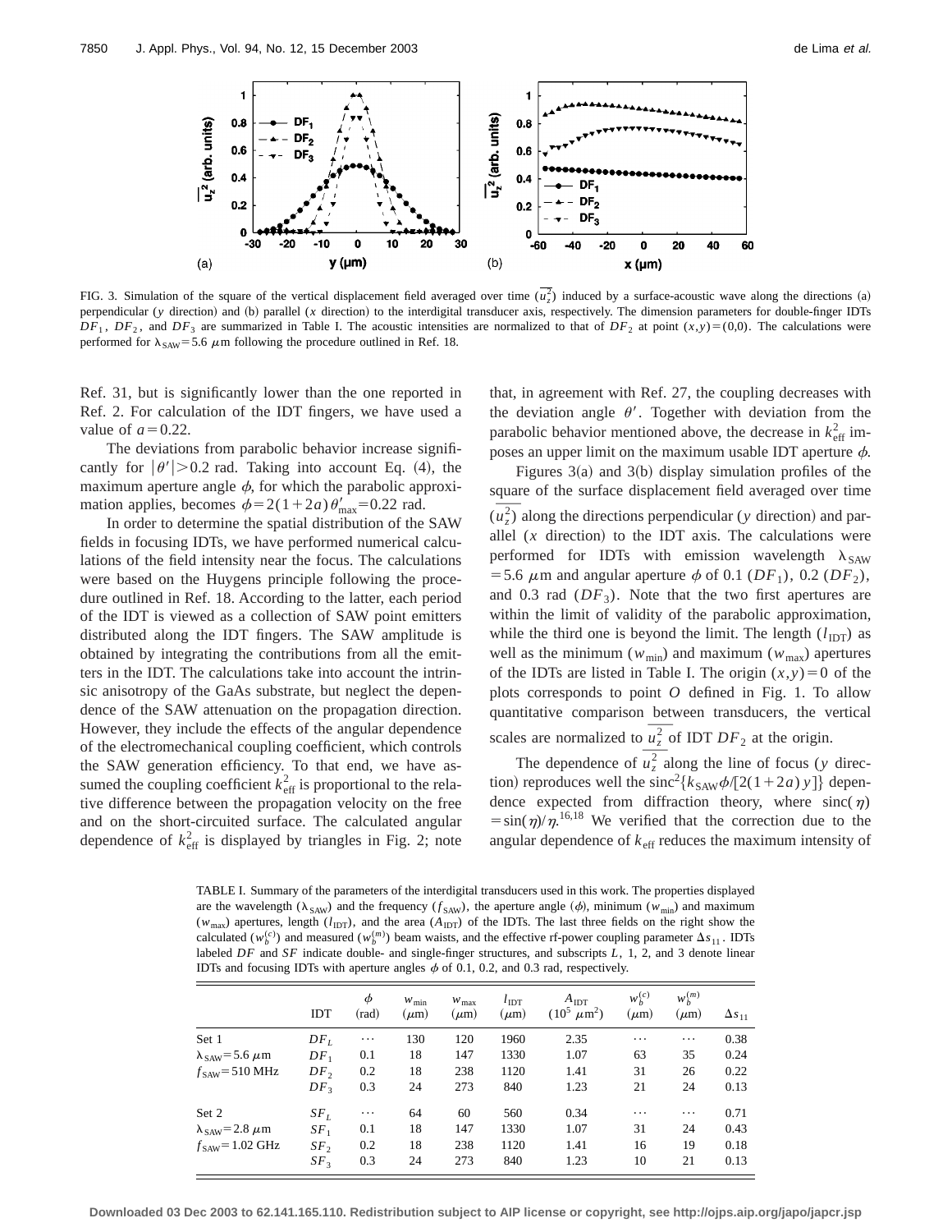FIG. 3. Simulation of the square of the vertical displacement field averaged over time ($\overline{u_z^2}$) induced by a surface-acoustic wave along the directions (a) perpendicular ($y$ direction) and (b) parallel ($x$ direction) to the interdigital transducer axis, respectively. The dimension parameters for double-finger IDTs $DF_1$, $DF_2$, and $DF_3$ are summarized in Table I. The acoustic intensities are normalized to that of $DF_2$ at point $(x,y)=(0,0)$. The calculations were performed for $\lambda_{SAW}=5.6$ $\mu$m following the procedure outlined in Ref. 18.

Ref. 31, but is significantly lower than the one reported in Ref. 2. For calculation of the IDT fingers, we have used a value of $a=0.22$.

The deviations from parabolic behavior increase significantly for $|\theta'|>0.2$ rad. Taking into account Eq. (4), the maximum aperture angle $\phi$, for which the parabolic approximation applies, becomes $\phi=2(1+2a)\theta'_{max}=0.22$ rad.

In order to determine the spatial distribution of the SAW fields in focusing IDTs, we have performed numerical calculations of the field intensity near the focus. The calculations were based on the Huygens principle following the procedure outlined in Ref. 18. According to the latter, each period of the IDT is viewed as a collection of SAW point emitters distributed along the IDT fingers. The SAW amplitude is obtained by integrating the contributions from all the emitters in the IDT. The calculations take into account the intrinsic anisotropy of the GaAs substrate, but neglect the dependence of the SAW attenuation on the propagation direction. However, they include the effects of the angular dependence of the electromechanical coupling coefficient, which controls the SAW generation efficiency. To that end, we have assumed the coupling coefficient $k^2_{eff}$ is proportional to the relative difference between the propagation velocity on the free and on the short-circuited surface. The calculated angular dependence of $k^2_{eff}$ is displayed by triangles in Fig. 2; note that, in agreement with Ref. 27, the coupling decreases with the deviation angle $\theta'$. Together with deviation from the parabolic behavior mentioned above, the decrease in $k^2_{eff}$ imposes an upper limit on the maximum usable IDT aperture $\phi$.

Figures 3(a) and 3(b) display simulation profiles of the square of the surface displacement field averaged over time ($\overline{u_z^2}$) along the directions perpendicular ($y$ direction) and parallel ($x$ direction) to the IDT axis. The calculations were performed for IDTs with emission wavelength $\lambda_{SAW}=5.6$ $\mu$m and angular aperture $\phi$ of 0.1 ($DF_1$), 0.2 ($DF_2$), and 0.3 rad ($DF_3$). Note that the two first apertures are within the limit of validity of the parabolic approximation, while the third one is beyond the limit. The length ($l_{IDT}$) as well as the minimum ($w_{min}$) and maximum ($w_{max}$) apertures of the IDTs are listed in Table I. The origin $(x,y)=0$ of the plots corresponds to point $O$ defined in Fig. 1. To allow quantitative comparison between transducers, the vertical scales are normalized to $\overline{u_z^2}$ of IDT $DF_2$ at the origin.

The dependence of $\overline{u_z^2}$ along the line of focus ($y$ direction) reproduces well the $\mathrm{sinc}^2\{k_{SAW}\phi/[2(1+2a)y]\}$ dependence expected from diffraction theory, where $\mathrm{sinc}(\eta)=\sin(\eta)/\eta$.[16,18] We verified that the correction due to the angular dependence of $k_{eff}$ reduces the maximum intensity of

TABLE I. Summary of the parameters of the interdigital transducers used in this work. The properties displayed are the wavelength ($\lambda_{SAW}$) and the frequency ($f_{SAW}$), the aperture angle ($\phi$), minimum ($w_{min}$) and maximum ($w_{max}$) apertures, length ($l_{IDT}$), and the area ($A_{IDT}$) of the IDTs. The last three fields on the right show the calculated ($w_b^{(c)}$) and measured ($w_b^{(m)}$) beam waists, and the effective rf-power coupling parameter $\Delta s_{11}$. IDTs labeled $DF$ and $SF$ indicate double- and single-finger structures, and subscripts $L$, 1, 2, and 3 denote linear IDTs and focusing IDTs with aperture angles $\phi$ of 0.1, 0.2, and 0.3 rad, respectively.

| | IDT | $\phi$ (rad) | $w_{min}$ ($\mu$m) | $w_{max}$ ($\mu$m) | $l_{IDT}$ ($\mu$m) | $A_{IDT}$ ($10^5$ $\mu$m$^2$) | $w_b^{(c)}$ ($\mu$m) | $w_b^{(m)}$ ($\mu$m) | $\Delta s_{11}$ |
|---|---|---|---|---|---|---|---|---|---|
| Set 1 | $DF_L$ | ⋯ | 130 | 120 | 1960 | 2.35 | ⋯ | ⋯ | 0.38 |
| $\lambda_{SAW}=5.6$ $\mu$m | $DF_1$ | 0.1 | 18 | 147 | 1330 | 1.07 | 63 | 35 | 0.24 |
| $f_{SAW}=510$ MHz | $DF_2$ | 0.2 | 18 | 238 | 1120 | 1.41 | 31 | 26 | 0.22 |
| | $DF_3$ | 0.3 | 24 | 273 | 840 | 1.23 | 21 | 24 | 0.13 |
| Set 2 | $SF_L$ | ⋯ | 64 | 60 | 560 | 0.34 | ⋯ | ⋯ | 0.71 |
| $\lambda_{SAW}=2.8$ $\mu$m | $SF_1$ | 0.1 | 18 | 147 | 1330 | 1.07 | 31 | 24 | 0.43 |
| $f_{SAW}=1.02$ GHz | $SF_2$ | 0.2 | 18 | 238 | 1120 | 1.41 | 16 | 19 | 0.18 |
| | $SF_3$ | 0.3 | 24 | 273 | 840 | 1.23 | 10 | 21 | 0.13 |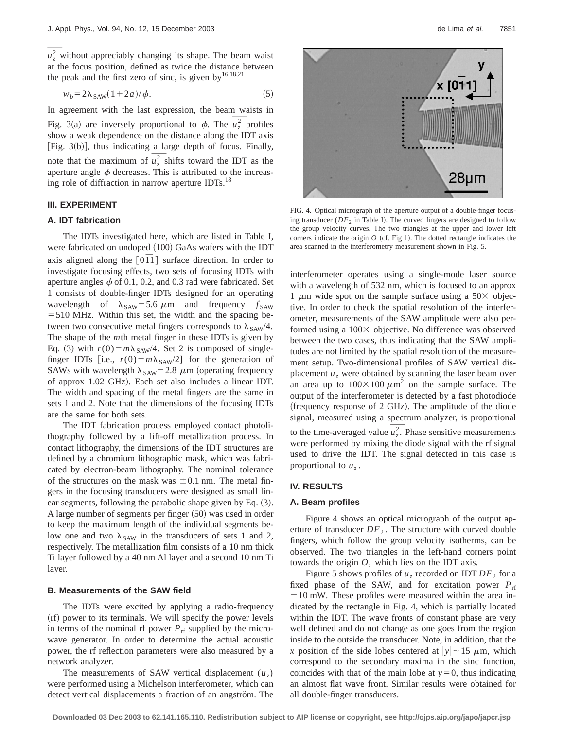$\overline{u_z^2}$ without appreciably changing its shape. The beam waist at the focus position, defined as twice the distance between the peak and the first zero of sinc, is given by[16,18,21]

$$w_b = 2\lambda_{SAW}(1+2a)/\phi. \tag{5}$$

In agreement with the last expression, the beam waists in Fig. 3(a) are inversely proportional to $\phi$. The $\overline{u_z^2}$ profiles show a weak dependence on the distance along the IDT axis [Fig. 3(b)], thus indicating a large depth of focus. Finally, note that the maximum of $\overline{u_z^2}$ shifts toward the IDT as the aperture angle $\phi$ decreases. This is attributed to the increasing role of diffraction in narrow aperture IDTs.[18]

## III. EXPERIMENT

### A. IDT fabrication

The IDTs investigated here, which are listed in Table I, were fabricated on undoped (100) GaAs wafers with the IDT axis aligned along the $[0\bar{1}1]$ surface direction. In order to investigate focusing effects, two sets of focusing IDTs with aperture angles $\phi$ of 0.1, 0.2, and 0.3 rad were fabricated. Set 1 consists of double-finger IDTs designed for an operating wavelength of $\lambda_{SAW} = 5.6\ \mu$m and frequency $f_{SAW} = 510$ MHz. Within this set, the width and the spacing between two consecutive metal fingers corresponds to $\lambda_{SAW}/4$. The shape of the $m$th metal finger in these IDTs is given by Eq. (3) with $r(0) = m\lambda_{SAW}/4$. Set 2 is composed of single-finger IDTs [i.e., $r(0) = m\lambda_{SAW}/2$] for the generation of SAWs with wavelength $\lambda_{SAW} = 2.8\ \mu$m (operating frequency of approx 1.02 GHz). Each set also includes a linear IDT. The width and spacing of the metal fingers are the same in sets 1 and 2. Note that the dimensions of the focusing IDTs are the same for both sets.

The IDT fabrication process employed contact photolithography followed by a lift-off metallization process. In contact lithography, the dimensions of the IDT structures are defined by a chromium lithographic mask, which was fabricated by electron-beam lithography. The nominal tolerance of the structures on the mask was $\pm 0.1$ nm. The metal fingers in the focusing transducers were designed as small linear segments, following the parabolic shape given by Eq. (3). A large number of segments per finger (50) was used in order to keep the maximum length of the individual segments below one and two $\lambda_{SAW}$ in the transducers of sets 1 and 2, respectively. The metallization film consists of a 10 nm thick Ti layer followed by a 40 nm Al layer and a second 10 nm Ti layer.

### B. Measurements of the SAW field

The IDTs were excited by applying a radio-frequency (rf) power to its terminals. We will specify the power levels in terms of the nominal rf power $P_{rf}$ supplied by the microwave generator. In order to determine the actual acoustic power, the rf reflection parameters were also measured by a network analyzer.

The measurements of SAW vertical displacement ($u_z$) were performed using a Michelson interferometer, which can detect vertical displacements a fraction of an angström. The interferometer operates using a single-mode laser source with a wavelength of 532 nm, which is focused to an approx 1 $\mu$m wide spot on the sample surface using a 50× objective. In order to check the spatial resolution of the interferometer, measurements of the SAW amplitude were also performed using a 100× objective. No difference was observed between the two cases, thus indicating that the SAW amplitudes are not limited by the spatial resolution of the measurement setup. Two-dimensional profiles of SAW vertical displacement $u_z$ were obtained by scanning the laser beam over an area up to $100\times 100\ \mu\text{m}^2$ on the sample surface. The output of the interferometer is detected by a fast photodiode (frequency response of 2 GHz). The amplitude of the diode signal, measured using a spectrum analyzer, is proportional to the time-averaged value $\overline{u_z^2}$. Phase sensitive measurements were performed by mixing the diode signal with the rf signal used to drive the IDT. The signal detected in this case is proportional to $u_z$.

FIG. 4. Optical micrograph of the aperture output of a double-finger focusing transducer ($DF_2$ in Table I). The curved fingers are designed to follow the group velocity curves. The two triangles at the upper and lower left corners indicate the origin $O$ (cf. Fig 1). The dotted rectangle indicates the area scanned in the interferometry measurement shown in Fig. 5.

## IV. RESULTS

### A. Beam profiles

Figure 4 shows an optical micrograph of the output aperture of transducer $DF_2$. The structure with curved double fingers, which follow the group velocity isotherms, can be observed. The two triangles in the left-hand corners point towards the origin $O$, which lies on the IDT axis.

Figure 5 shows profiles of $u_z$ recorded on IDT $DF_2$ for a fixed phase of the SAW, and for excitation power $P_{rf} = 10$ mW. These profiles were measured within the area indicated by the rectangle in Fig. 4, which is partially located within the IDT. The wave fronts of constant phase are very well defined and do not change as one goes from the region inside to the outside the transducer. Note, in addition, that the $x$ position of the side lobes centered at $|y|\sim 15\ \mu$m, which correspond to the secondary maxima in the sinc function, coincides with that of the main lobe at $y=0$, thus indicating an almost flat wave front. Similar results were obtained for all double-finger transducers.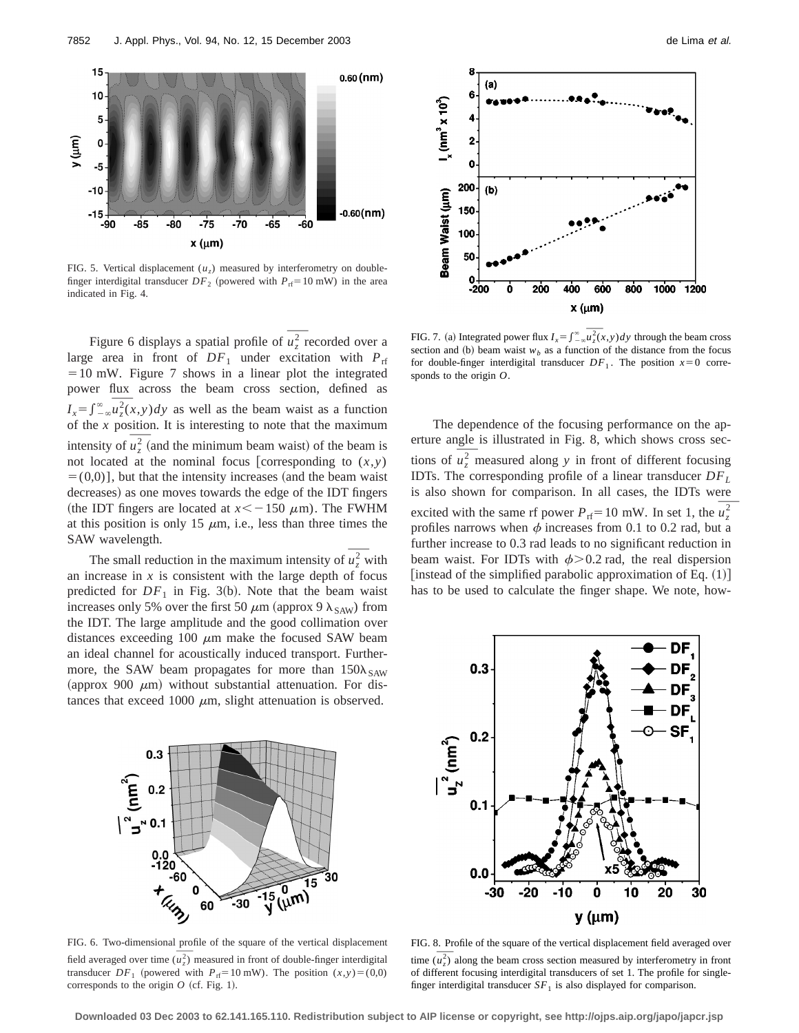FIG. 5. Vertical displacement ($u_z$) measured by interferometry on double-finger interdigital transducer $DF_2$ (powered with $P_{\rm rf}=10$ mW) in the area indicated in Fig. 4.

FIG. 7. (a) Integrated power flux $I_x=\int_{-\infty}^{\infty}\overline{u_z^2}(x,y)dy$ through the beam cross section and (b) beam waist $w_b$ as a function of the distance from the focus for double-finger interdigital transducer $DF_1$. The position $x=0$ corresponds to the origin $O$.

Figure 6 displays a spatial profile of $\overline{u_z^2}$ recorded over a large area in front of $DF_1$ under excitation with $P_{\rm rf}=10$ mW. Figure 7 shows in a linear plot the integrated power flux across the beam cross section, defined as $I_x=\int_{-\infty}^{\infty}\overline{u_z^2}(x,y)dy$ as well as the beam waist as a function of the $x$ position. It is interesting to note that the maximum intensity of $\overline{u_z^2}$ (and the minimum beam waist) of the beam is not located at the nominal focus [corresponding to $(x,y)=(0,0)$], but that the intensity increases (and the beam waist decreases) as one moves towards the edge of the IDT fingers (the IDT fingers are located at $x<-150$ $\mu$m). The FWHM at this position is only 15 $\mu$m, i.e., less than three times the SAW wavelength.

The small reduction in the maximum intensity of $\overline{u_z^2}$ with an increase in $x$ is consistent with the large depth of focus predicted for $DF_1$ in Fig. 3(b). Note that the beam waist increases only 5% over the first 50 $\mu$m (approx 9 $\lambda_{\rm SAW}$) from the IDT. The large amplitude and the good collimation over distances exceeding 100 $\mu$m make the focused SAW beam an ideal channel for acoustically induced transport. Furthermore, the SAW beam propagates for more than $150\lambda_{\rm SAW}$ (approx 900 $\mu$m) without substantial attenuation. For distances that exceed 1000 $\mu$m, slight attenuation is observed.

The dependence of the focusing performance on the aperture angle is illustrated in Fig. 8, which shows cross sections of $\overline{u_z^2}$ measured along $y$ in front of different focusing IDTs. The corresponding profile of a linear transducer $DF_L$ is also shown for comparison. In all cases, the IDTs were excited with the same rf power $P_{\rm rf}=10$ mW. In set 1, the $\overline{u_z^2}$ profiles narrows when $\phi$ increases from 0.1 to 0.2 rad, but a further increase to 0.3 rad leads to no significant reduction in beam waist. For IDTs with $\phi>0.2$ rad, the real dispersion [instead of the simplified parabolic approximation of Eq. (1)] has to be used to calculate the finger shape. We note, how-

FIG. 6. Two-dimensional profile of the square of the vertical displacement field averaged over time ($\overline{u_z^2}$) measured in front of double-finger interdigital transducer $DF_1$ (powered with $P_{\rm rf}=10$ mW). The position $(x,y)=(0,0)$ corresponds to the origin $O$ (cf. Fig. 1).

FIG. 8. Profile of the square of the vertical displacement field averaged over time ($\overline{u_z^2}$) along the beam cross section measured by interferometry in front of different focusing interdigital transducers of set 1. The profile for single-finger interdigital transducer $SF_1$ is also displayed for comparison.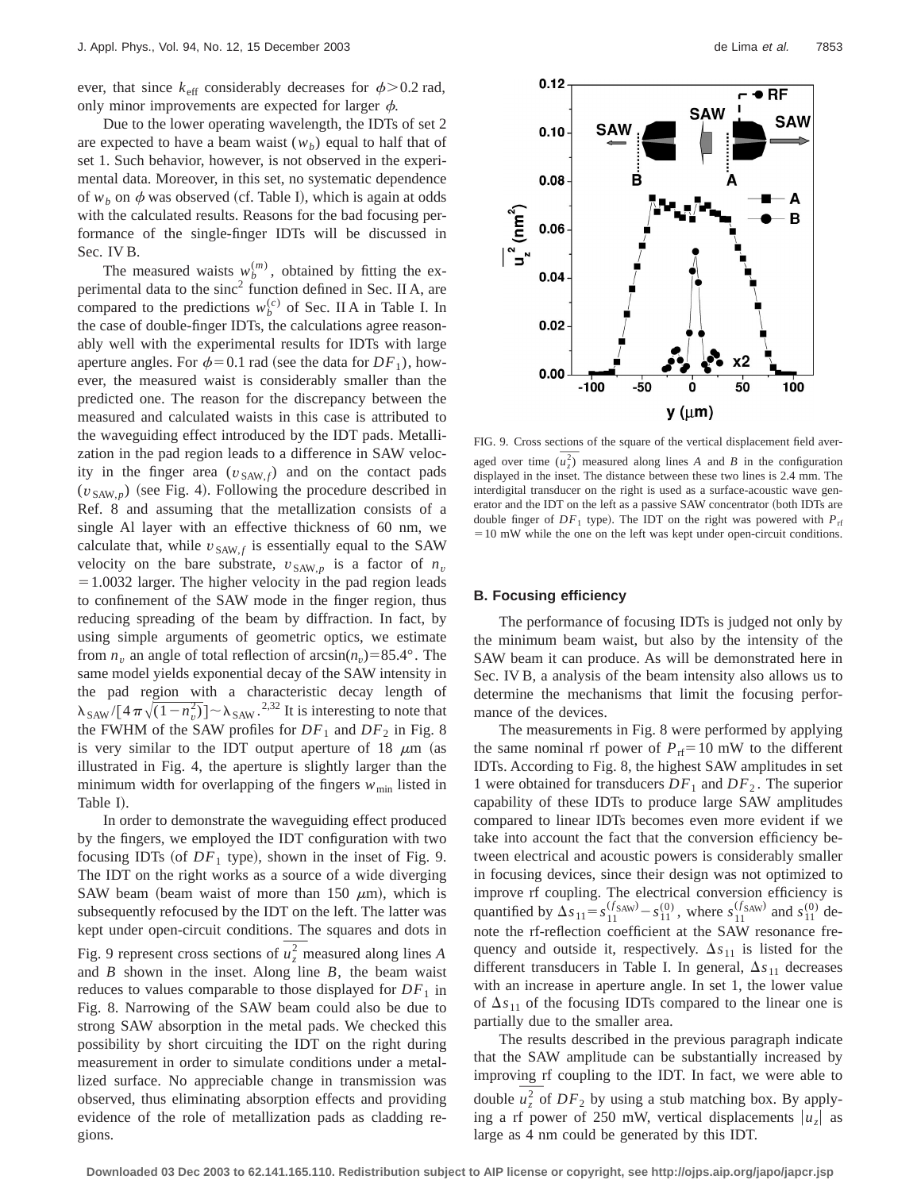ever, that since $k_{\rm eff}$ considerably decreases for $\phi > 0.2$ rad, only minor improvements are expected for larger $\phi$.

Due to the lower operating wavelength, the IDTs of set 2 are expected to have a beam waist ($w_b$) equal to half that of set 1. Such behavior, however, is not observed in the experimental data. Moreover, in this set, no systematic dependence of $w_b$ on $\phi$ was observed (cf. Table I), which is again at odds with the calculated results. Reasons for the bad focusing performance of the single-finger IDTs will be discussed in Sec. IV B.

The measured waists $w_b^{(m)}$, obtained by fitting the experimental data to the $\text{sinc}^2$ function defined in Sec. II A, are compared to the predictions $w_b^{(c)}$ of Sec. II A in Table I. In the case of double-finger IDTs, the calculations agree reasonably well with the experimental results for IDTs with large aperture angles. For $\phi = 0.1$ rad (see the data for $DF_1$), however, the measured waist is considerably smaller than the predicted one. The reason for the discrepancy between the measured and calculated waists in this case is attributed to the waveguiding effect introduced by the IDT pads. Metallization in the pad region leads to a difference in SAW velocity in the finger area ($v_{\rm SAW,f}$) and on the contact pads ($v_{\rm SAW,p}$) (see Fig. 4). Following the procedure described in Ref. 8 and assuming that the metallization consists of a single Al layer with an effective thickness of 60 nm, we calculate that, while $v_{\rm SAW,f}$ is essentially equal to the SAW velocity on the bare substrate, $v_{\rm SAW,p}$ is a factor of $n_v = 1.0032$ larger. The higher velocity in the pad region leads to confinement of the SAW mode in the finger region, thus reducing spreading of the beam by diffraction. In fact, by using simple arguments of geometric optics, we estimate from $n_v$ an angle of total reflection of $\arcsin(n_v) = 85.4°$. The same model yields exponential decay of the SAW intensity in the pad region with a characteristic decay length of $\lambda_{\rm SAW}/[4\pi\sqrt{(1-n_v^2)}] \sim \lambda_{\rm SAW}$.[2,32] It is interesting to note that the FWHM of the SAW profiles for $DF_1$ and $DF_2$ in Fig. 8 is very similar to the IDT output aperture of 18 $\mu$m (as illustrated in Fig. 4, the aperture is slightly larger than the minimum width for overlapping of the fingers $w_{\min}$ listed in Table I).

In order to demonstrate the waveguiding effect produced by the fingers, we employed the IDT configuration with two focusing IDTs (of $DF_1$ type), shown in the inset of Fig. 9. The IDT on the right works as a source of a wide diverging SAW beam (beam waist of more than 150 $\mu$m), which is subsequently refocused by the IDT on the left. The latter was kept under open-circuit conditions. The squares and dots in Fig. 9 represent cross sections of $\overline{u_z^2}$ measured along lines *A* and *B* shown in the inset. Along line *B*, the beam waist reduces to values comparable to those displayed for $DF_1$ in Fig. 8. Narrowing of the SAW beam could also be due to strong SAW absorption in the metal pads. We checked this possibility by short circuiting the IDT on the right during measurement in order to simulate conditions under a metallized surface. No appreciable change in transmission was observed, thus eliminating absorption effects and providing evidence of the role of metallization pads as cladding regions.

FIG. 9. Cross sections of the square of the vertical displacement field averaged over time ($\overline{u_z^2}$) measured along lines *A* and *B* in the configuration displayed in the inset. The distance between these two lines is 2.4 mm. The interdigital transducer on the right is used as a surface-acoustic wave generator and the IDT on the left as a passive SAW concentrator (both IDTs are double finger of $DF_1$ type). The IDT on the right was powered with $P_{\rm rf} = 10$ mW while the one on the left was kept under open-circuit conditions.

## B. Focusing efficiency

The performance of focusing IDTs is judged not only by the minimum beam waist, but also by the intensity of the SAW beam it can produce. As will be demonstrated here in Sec. IV B, a analysis of the beam intensity also allows us to determine the mechanisms that limit the focusing performance of the devices.

The measurements in Fig. 8 were performed by applying the same nominal rf power of $P_{\rm rf} = 10$ mW to the different IDTs. According to Fig. 8, the highest SAW amplitudes in set 1 were obtained for transducers $DF_1$ and $DF_2$. The superior capability of these IDTs to produce large SAW amplitudes compared to linear IDTs becomes even more evident if we take into account the fact that the conversion efficiency between electrical and acoustic powers is considerably smaller in focusing devices, since their design was not optimized to improve rf coupling. The electrical conversion efficiency is quantified by $\Delta s_{11} = s_{11}^{(f_{\rm SAW})} - s_{11}^{(0)}$, where $s_{11}^{(f_{\rm SAW})}$ and $s_{11}^{(0)}$ denote the rf-reflection coefficient at the SAW resonance frequency and outside it, respectively. $\Delta s_{11}$ is listed for the different transducers in Table I. In general, $\Delta s_{11}$ decreases with an increase in aperture angle. In set 1, the lower value of $\Delta s_{11}$ of the focusing IDTs compared to the linear one is partially due to the smaller area.

The results described in the previous paragraph indicate that the SAW amplitude can be substantially increased by improving rf coupling to the IDT. In fact, we were able to double $\overline{u_z^2}$ of $DF_2$ by using a stub matching box. By applying a rf power of 250 mW, vertical displacements $|u_z|$ as large as 4 nm could be generated by this IDT.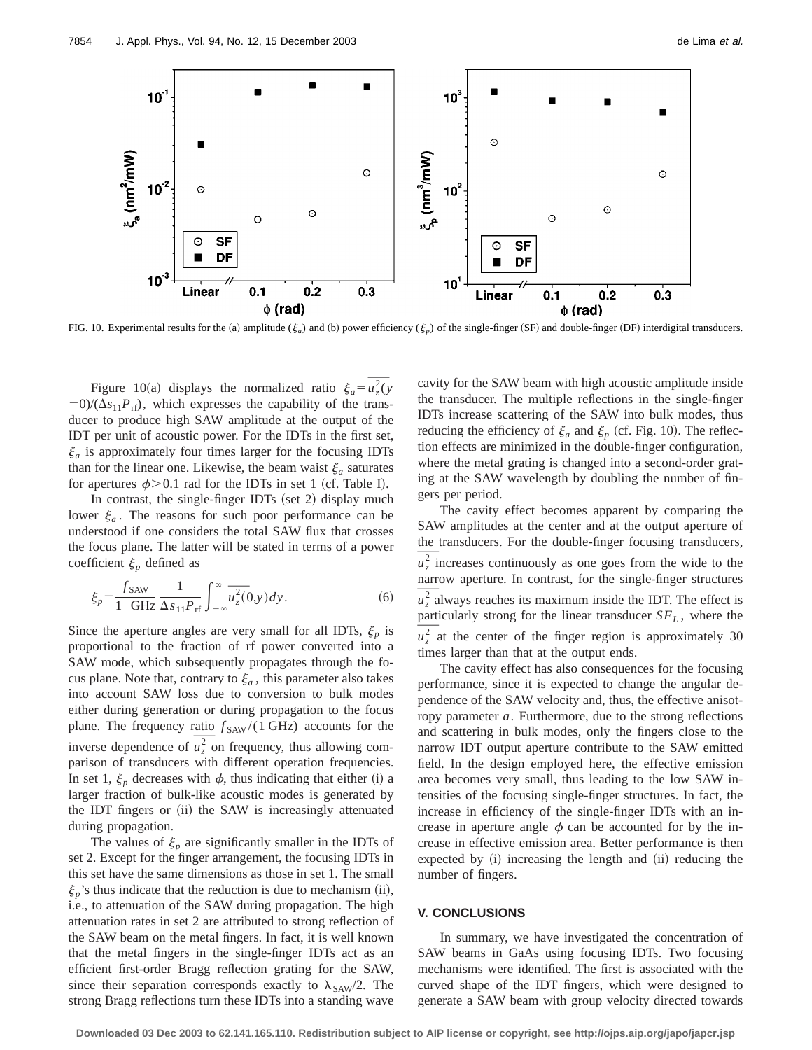FIG. 10. Experimental results for the (a) amplitude ($\xi_a$) and (b) power efficiency ($\xi_p$) of the single-finger (SF) and double-finger (DF) interdigital transducers.

Figure 10(a) displays the normalized ratio $\xi_a = \overline{u_z^2}(y=0)/(\Delta s_{11} P_{\mathrm{rf}})$, which expresses the capability of the transducer to produce high SAW amplitude at the output of the IDT per unit of acoustic power. For the IDTs in the first set, $\xi_a$ is approximately four times larger for the focusing IDTs than for the linear one. Likewise, the beam waist $\xi_a$ saturates for apertures $\phi > 0.1$ rad for the IDTs in set 1 (cf. Table I).

In contrast, the single-finger IDTs (set 2) display much lower $\xi_a$. The reasons for such poor performance can be understood if one considers the total SAW flux that crosses the focus plane. The latter will be stated in terms of a power coefficient $\xi_p$ defined as

$$\xi_p = \frac{f_{\mathrm{SAW}}}{1 \ \mathrm{GHz}} \frac{1}{\Delta s_{11} P_{\mathrm{rf}}} \int_{-\infty}^{\infty} \overline{u_z^2}(0,y)\, dy. \tag{6}$$

Since the aperture angles are very small for all IDTs, $\xi_p$ is proportional to the fraction of rf power converted into a SAW mode, which subsequently propagates through the focus plane. Note that, contrary to $\xi_a$, this parameter also takes into account SAW loss due to conversion to bulk modes either during generation or during propagation to the focus plane. The frequency ratio $f_{\mathrm{SAW}}/(1 \ \mathrm{GHz})$ accounts for the inverse dependence of $\overline{u_z^2}$ on frequency, thus allowing comparison of transducers with different operation frequencies. In set 1, $\xi_p$ decreases with $\phi$, thus indicating that either (i) a larger fraction of bulk-like acoustic modes is generated by the IDT fingers or (ii) the SAW is increasingly attenuated during propagation.

The values of $\xi_p$ are significantly smaller in the IDTs of set 2. Except for the finger arrangement, the focusing IDTs in this set have the same dimensions as those in set 1. The small $\xi_p$'s thus indicate that the reduction is due to mechanism (ii), i.e., to attenuation of the SAW during propagation. The high attenuation rates in set 2 are attributed to strong reflection of the SAW beam on the metal fingers. In fact, it is well known that the metal fingers in the single-finger IDTs act as an efficient first-order Bragg reflection grating for the SAW, since their separation corresponds exactly to $\lambda_{\mathrm{SAW}}/2$. The strong Bragg reflections turn these IDTs into a standing wave cavity for the SAW beam with high acoustic amplitude inside the transducer. The multiple reflections in the single-finger IDTs increase scattering of the SAW into bulk modes, thus reducing the efficiency of $\xi_a$ and $\xi_p$ (cf. Fig. 10). The reflection effects are minimized in the double-finger configuration, where the metal grating is changed into a second-order grating at the SAW wavelength by doubling the number of fingers per period.

The cavity effect becomes apparent by comparing the SAW amplitudes at the center and at the output aperture of the transducers. For the double-finger focusing transducers, $\overline{u_z^2}$ increases continuously as one goes from the wide to the narrow aperture. In contrast, for the single-finger structures $\overline{u_z^2}$ always reaches its maximum inside the IDT. The effect is particularly strong for the linear transducer $SF_L$, where the $\overline{u_z^2}$ at the center of the finger region is approximately 30 times larger than that at the output ends.

The cavity effect has also consequences for the focusing performance, since it is expected to change the angular dependence of the SAW velocity and, thus, the effective anisotropy parameter $a$. Furthermore, due to the strong reflections and scattering in bulk modes, only the fingers close to the narrow IDT output aperture contribute to the SAW emitted field. In the design employed here, the effective emission area becomes very small, thus leading to the low SAW intensities of the focusing single-finger structures. In fact, the increase in efficiency of the single-finger IDTs with an increase in aperture angle $\phi$ can be accounted for by the increase in effective emission area. Better performance is then expected by (i) increasing the length and (ii) reducing the number of fingers.

## V. CONCLUSIONS

In summary, we have investigated the concentration of SAW beams in GaAs using focusing IDTs. Two focusing mechanisms were identified. The first is associated with the curved shape of the IDT fingers, which were designed to generate a SAW beam with group velocity directed towards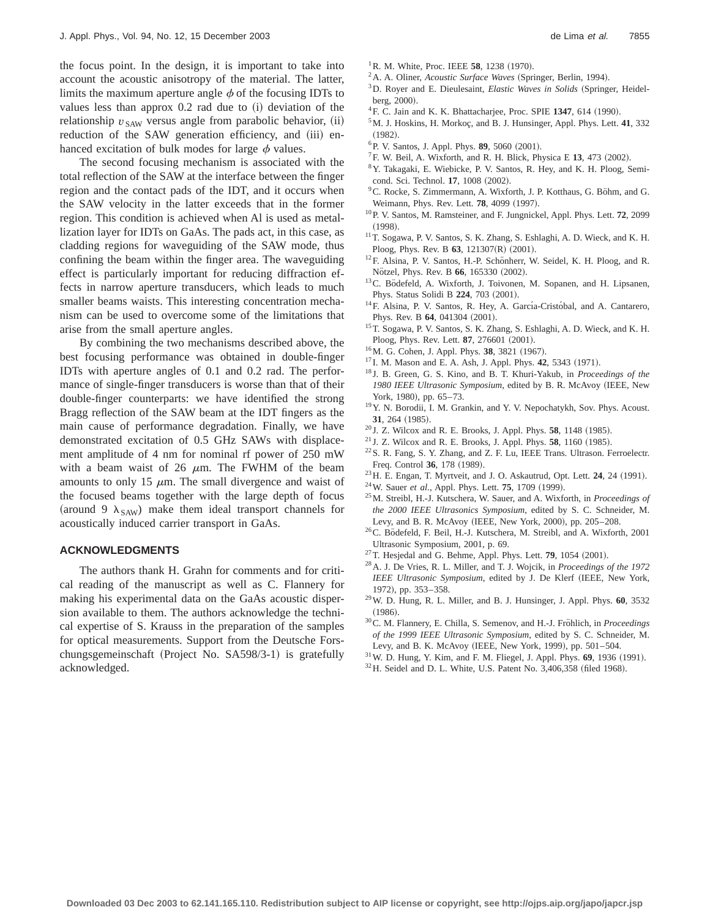the focus point. In the design, it is important to take into account the acoustic anisotropy of the material. The latter, limits the maximum aperture angle $\phi$ of the focusing IDTs to values less than approx 0.2 rad due to (i) deviation of the relationship $v_{SAW}$ versus angle from parabolic behavior, (ii) reduction of the SAW generation efficiency, and (iii) enhanced excitation of bulk modes for large $\phi$ values.

The second focusing mechanism is associated with the total reflection of the SAW at the interface between the finger region and the contact pads of the IDT, and it occurs when the SAW velocity in the latter exceeds that in the former region. This condition is achieved when Al is used as metallization layer for IDTs on GaAs. The pads act, in this case, as cladding regions for waveguiding of the SAW mode, thus confining the beam within the finger area. The waveguiding effect is particularly important for reducing diffraction effects in narrow aperture transducers, which leads to much smaller beams waists. This interesting concentration mechanism can be used to overcome some of the limitations that arise from the small aperture angles.

By combining the two mechanisms described above, the best focusing performance was obtained in double-finger IDTs with aperture angles of 0.1 and 0.2 rad. The performance of single-finger transducers is worse than that of their double-finger counterparts: we have identified the strong Bragg reflection of the SAW beam at the IDT fingers as the main cause of performance degradation. Finally, we have demonstrated excitation of 0.5 GHz SAWs with displacement amplitude of 4 nm for nominal rf power of 250 mW with a beam waist of 26 $\mu$m. The FWHM of the beam amounts to only 15 $\mu$m. The small divergence and waist of the focused beams together with the large depth of focus (around 9 $\lambda_{SAW}$) make them ideal transport channels for acoustically induced carrier transport in GaAs.

## ACKNOWLEDGMENTS

The authors thank H. Grahn for comments and for critical reading of the manuscript as well as C. Flannery for making his experimental data on the GaAs acoustic dispersion available to them. The authors acknowledge the technical expertise of S. Krauss in the preparation of the samples for optical measurements. Support from the Deutsche Forschungsgemeinschaft (Project No. SA598/3-1) is gratefully acknowledged.

[1] R. M. White, Proc. IEEE **58**, 1238 (1970).
[2] A. A. Oliner, *Acoustic Surface Waves* (Springer, Berlin, 1994).
[3] D. Royer and E. Dieulesaint, *Elastic Waves in Solids* (Springer, Heidelberg, 2000).
[4] F. C. Jain and K. K. Bhattacharjee, Proc. SPIE **1347**, 614 (1990).
[5] M. J. Hoskins, H. Morkoç, and B. J. Hunsinger, Appl. Phys. Lett. **41**, 332 (1982).
[6] P. V. Santos, J. Appl. Phys. **89**, 5060 (2001).
[7] F. W. Beil, A. Wixforth, and R. H. Blick, Physica E **13**, 473 (2002).
[8] Y. Takagaki, E. Wiebicke, P. V. Santos, R. Hey, and K. H. Ploog, Semicond. Sci. Technol. **17**, 1008 (2002).
[9] C. Rocke, S. Zimmermann, A. Wixforth, J. P. Kotthaus, G. Böhm, and G. Weimann, Phys. Rev. Lett. **78**, 4099 (1997).
[10] P. V. Santos, M. Ramsteiner, and F. Jungnickel, Appl. Phys. Lett. **72**, 2099 (1998).
[11] T. Sogawa, P. V. Santos, S. K. Zhang, S. Eshlaghi, A. D. Wieck, and K. H. Ploog, Phys. Rev. B **63**, 121307(R) (2001).
[12] F. Alsina, P. V. Santos, H.-P. Schönherr, W. Seidel, K. H. Ploog, and R. Nötzel, Phys. Rev. B **66**, 165330 (2002).
[13] C. Bödefeld, A. Wixforth, J. Toivonen, M. Sopanen, and H. Lipsanen, Phys. Status Solidi B **224**, 703 (2001).
[14] F. Alsina, P. V. Santos, R. Hey, A. García-Cristóbal, and A. Cantarero, Phys. Rev. B **64**, 041304 (2001).
[15] T. Sogawa, P. V. Santos, S. K. Zhang, S. Eshlaghi, A. D. Wieck, and K. H. Ploog, Phys. Rev. Lett. **87**, 276601 (2001).
[16] M. G. Cohen, J. Appl. Phys. **38**, 3821 (1967).
[17] I. M. Mason and E. A. Ash, J. Appl. Phys. **42**, 5343 (1971).
[18] J. B. Green, G. S. Kino, and B. T. Khuri-Yakub, in *Proceedings of the 1980 IEEE Ultrasonic Symposium*, edited by B. R. McAvoy (IEEE, New York, 1980), pp. 65–73.
[19] Y. N. Borodii, I. M. Grankin, and Y. V. Nepochatykh, Sov. Phys. Acoust. **31**, 264 (1985).
[20] J. Z. Wilcox and R. E. Brooks, J. Appl. Phys. **58**, 1148 (1985).
[21] J. Z. Wilcox and R. E. Brooks, J. Appl. Phys. **58**, 1160 (1985).
[22] S. R. Fang, S. Y. Zhang, and Z. F. Lu, IEEE Trans. Ultrason. Ferroelectr. Freq. Control **36**, 178 (1989).
[23] H. E. Engan, T. Myrtveit, and J. O. Askautrud, Opt. Lett. **24**, 24 (1991).
[24] W. Sauer *et al.*, Appl. Phys. Lett. **75**, 1709 (1999).
[25] M. Streibl, H.-J. Kutschera, W. Sauer, and A. Wixforth, in *Proceedings of the 2000 IEEE Ultrasonics Symposium*, edited by S. C. Schneider, M. Levy, and B. R. McAvoy (IEEE, New York, 2000), pp. 205–208.
[26] C. Bödefeld, F. Beil, H.-J. Kutschera, M. Streibl, and A. Wixforth, 2001 Ultrasonic Symposium, 2001, p. 69.
[27] T. Hesjedal and G. Behme, Appl. Phys. Lett. **79**, 1054 (2001).
[28] A. J. De Vries, R. L. Miller, and T. J. Wojcik, in *Proceedings of the 1972 IEEE Ultrasonic Symposium*, edited by J. De Klerf (IEEE, New York, 1972), pp. 353–358.
[29] W. D. Hung, R. L. Miller, and B. J. Hunsinger, J. Appl. Phys. **60**, 3532 (1986).
[30] C. M. Flannery, E. Chilla, S. Semenov, and H.-J. Fröhlich, in *Proceedings of the 1999 IEEE Ultrasonic Symposium*, edited by S. C. Schneider, M. Levy, and B. K. McAvoy (IEEE, New York, 1999), pp. 501–504.
[31] W. D. Hung, Y. Kim, and F. M. Fliegel, J. Appl. Phys. **69**, 1936 (1991).
[32] H. Seidel and D. L. White, U.S. Patent No. 3,406,358 (filed 1968).